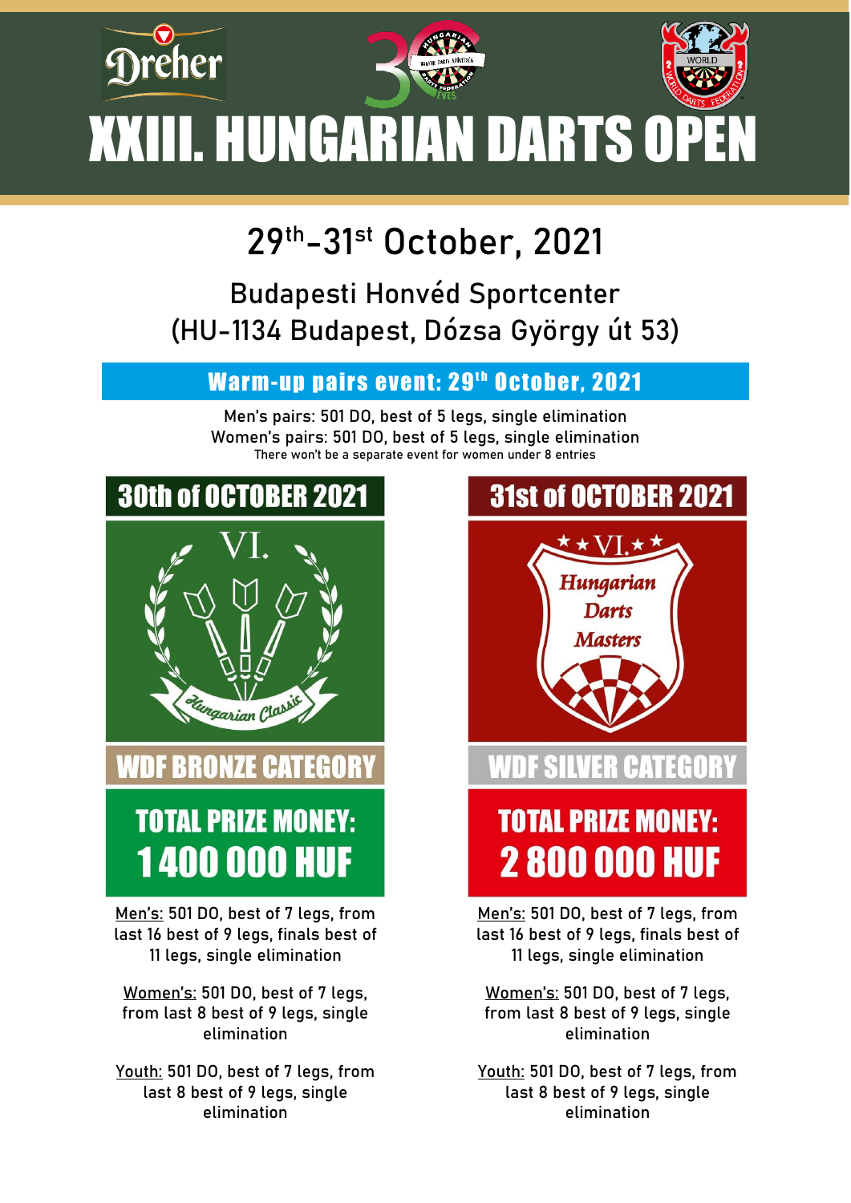# XXIII. HUNGARIAN DARTS OPEN

## 29th–31st October, 2021

### Budapesti Honvéd Sportcenter
### (HU-1134 Budapest, Dózsa György út 53)

## Warm-up pairs event: 29th October, 2021

Men's pairs: 501 DO, best of 5 legs, single elimination
Women's pairs: 501 DO, best of 5 legs, single elimination
There won't be a separate event for women under 8 entries

## 30th of OCTOBER 2021

VI. Hungarian Classic

**WDF BRONZE CATEGORY**

**TOTAL PRIZE MONEY: 1 400 000 HUF**

Men's: 501 DO, best of 7 legs, from last 16 best of 9 legs, finals best of 11 legs, single elimination

Women's: 501 DO, best of 7 legs, from last 8 best of 9 legs, single elimination

Youth: 501 DO, best of 7 legs, from last 8 best of 9 legs, single elimination

## 31st of OCTOBER 2021

VI. Hungarian Darts Masters

**WDF SILVER CATEGORY**

**TOTAL PRIZE MONEY: 2 800 000 HUF**

Men's: 501 DO, best of 7 legs, from last 16 best of 9 legs, finals best of 11 legs, single elimination

Women's: 501 DO, best of 7 legs, from last 8 best of 9 legs, single elimination

Youth: 501 DO, best of 7 legs, from last 8 best of 9 legs, single elimination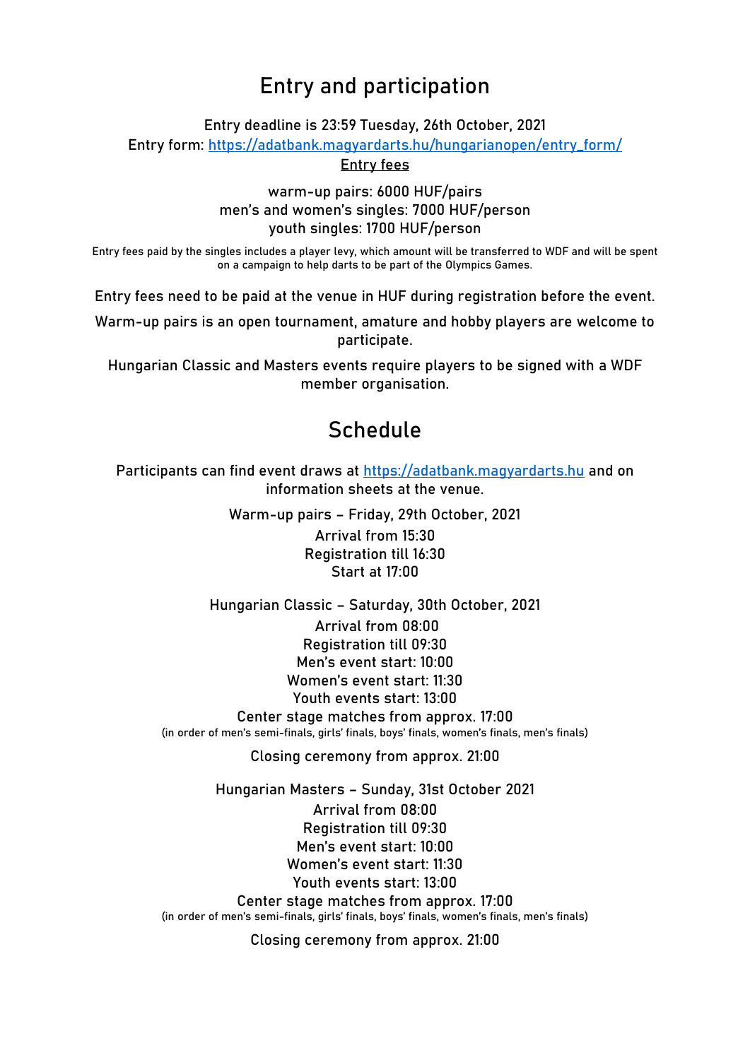# Entry and participation

Entry deadline is 23:59 Tuesday, 26th October, 2021

Entry form: [https://adatbank.magyardarts.hu/hungarianopen/entry_form/](https://adatbank.magyardarts.hu/hungarianopen/entry_form/)

Entry fees

warm-up pairs: 6000 HUF/pairs
men's and women's singles: 7000 HUF/person
youth singles: 1700 HUF/person

Entry fees paid by the singles includes a player levy, which amount will be transferred to WDF and will be spent on a campaign to help darts to be part of the Olympics Games.

Entry fees need to be paid at the venue in HUF during registration before the event.

Warm-up pairs is an open tournament, amature and hobby players are welcome to participate.

Hungarian Classic and Masters events require players to be signed with a WDF member organisation.

# Schedule

Participants can find event draws at [https://adatbank.magyardarts.hu](https://adatbank.magyardarts.hu) and on information sheets at the venue.

Warm-up pairs – Friday, 29th October, 2021

Arrival from 15:30
Registration till 16:30
Start at 17:00

Hungarian Classic – Saturday, 30th October, 2021

Arrival from 08:00
Registration till 09:30
Men's event start: 10:00
Women's event start: 11:30
Youth events start: 13:00
Center stage matches from approx. 17:00
(in order of men's semi-finals, girls' finals, boys' finals, women's finals, men's finals)

Closing ceremony from approx. 21:00

Hungarian Masters – Sunday, 31st October 2021

Arrival from 08:00
Registration till 09:30
Men's event start: 10:00
Women's event start: 11:30
Youth events start: 13:00
Center stage matches from approx. 17:00
(in order of men's semi-finals, girls' finals, boys' finals, women's finals, men's finals)

Closing ceremony from approx. 21:00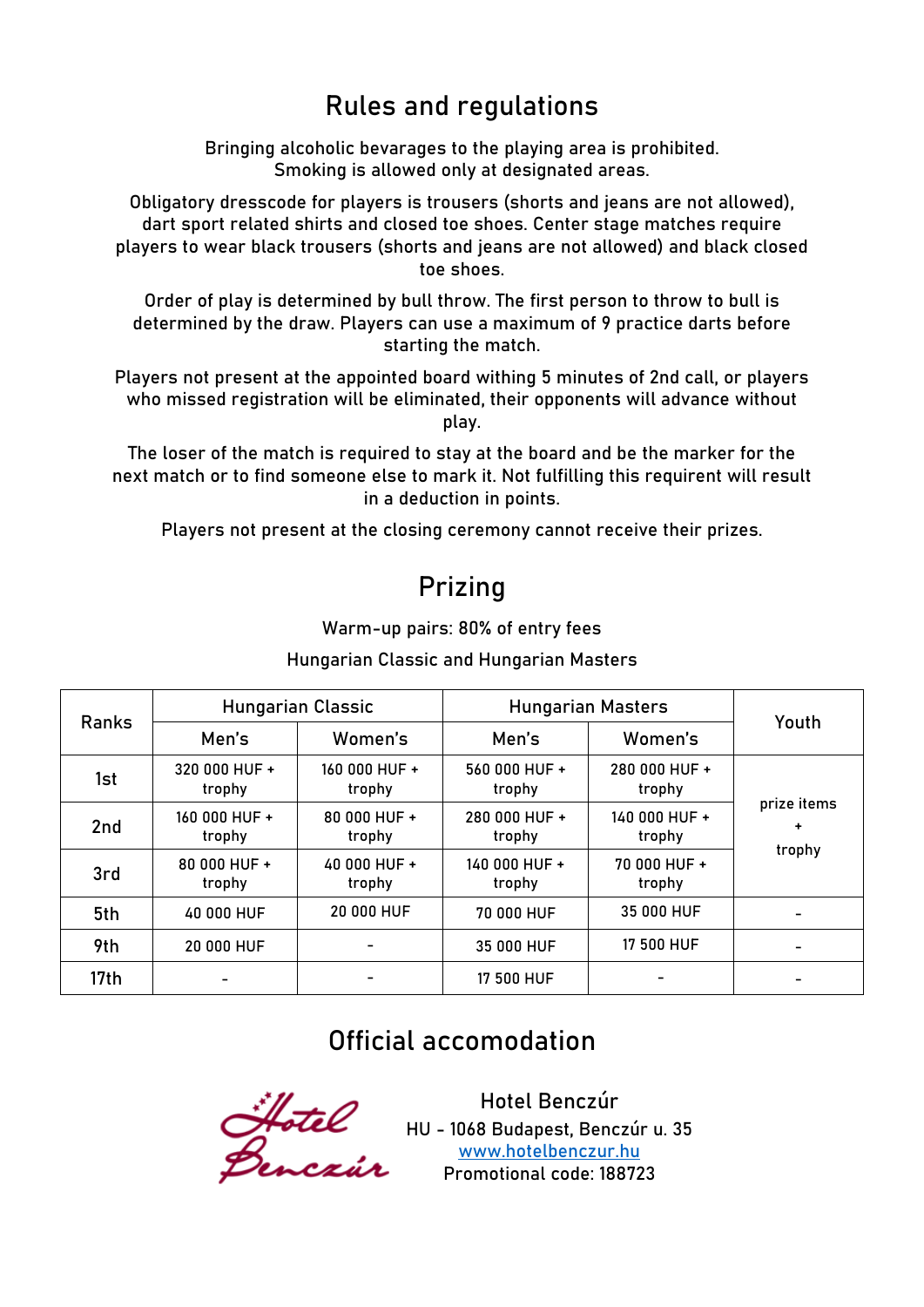## Rules and regulations

Bringing alcoholic bevarages to the playing area is prohibited.
Smoking is allowed only at designated areas.

Obligatory dresscode for players is trousers (shorts and jeans are not allowed), dart sport related shirts and closed toe shoes. Center stage matches require players to wear black trousers (shorts and jeans are not allowed) and black closed toe shoes.

Order of play is determined by bull throw. The first person to throw to bull is determined by the draw. Players can use a maximum of 9 practice darts before starting the match.

Players not present at the appointed board withing 5 minutes of 2nd call, or players who missed registration will be eliminated, their opponents will advance without play.

The loser of the match is required to stay at the board and be the marker for the next match or to find someone else to mark it. Not fulfilling this requirent will result in a deduction in points.

Players not present at the closing ceremony cannot receive their prizes.

## Prizing

Warm-up pairs: 80% of entry fees

Hungarian Classic and Hungarian Masters

| Ranks | Hungarian Classic | | Hungarian Masters | | Youth |
|---|---|---|---|---|---|
| | Men's | Women's | Men's | Women's | |
| 1st | 320 000 HUF + trophy | 160 000 HUF + trophy | 560 000 HUF + trophy | 280 000 HUF + trophy | prize items + trophy |
| 2nd | 160 000 HUF + trophy | 80 000 HUF + trophy | 280 000 HUF + trophy | 140 000 HUF + trophy | |
| 3rd | 80 000 HUF + trophy | 40 000 HUF + trophy | 140 000 HUF + trophy | 70 000 HUF + trophy | |
| 5th | 40 000 HUF | 20 000 HUF | 70 000 HUF | 35 000 HUF | - |
| 9th | 20 000 HUF | - | 35 000 HUF | 17 500 HUF | - |
| 17th | - | - | 17 500 HUF | - | - |

## Official accomodation

Hotel Benczúr

Hotel Benczúr
HU - 1068 Budapest, Benczúr u. 35
[www.hotelbenczur.hu](http://www.hotelbenczur.hu)
Promotional code: 188723